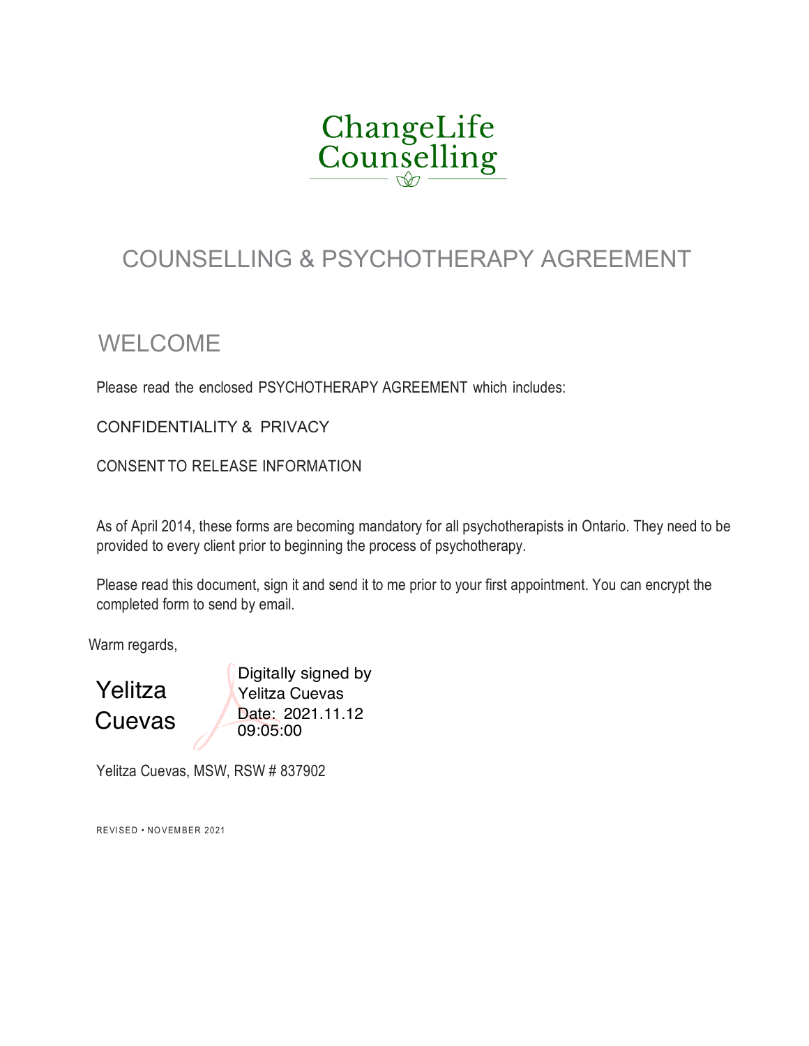ChangeLife Counselling

# COUNSELLING & PSYCHOTHERAPY AGREEMENT

## WELCOME

Please read the enclosed PSYCHOTHERAPY AGREEMENT which includes:

CONFIDENTIALITY & PRIVACY

CONSENT TO RELEASE INFORMATION

As of April 2014, these forms are becoming mandatory for all psychotherapists in Ontario. They need to be provided to every client prior to beginning the process of psychotherapy.

Please read this document, sign it and send it to me prior to your first appointment. You can encrypt the completed form to send by email.

Warm regards,

Yelitza Cuevas

Digitally signed by Yelitza Cuevas
Date: 2021.11.12 09:05:00

Yelitza Cuevas, MSW, RSW # 837902

REVISED • NOVEMBER 2021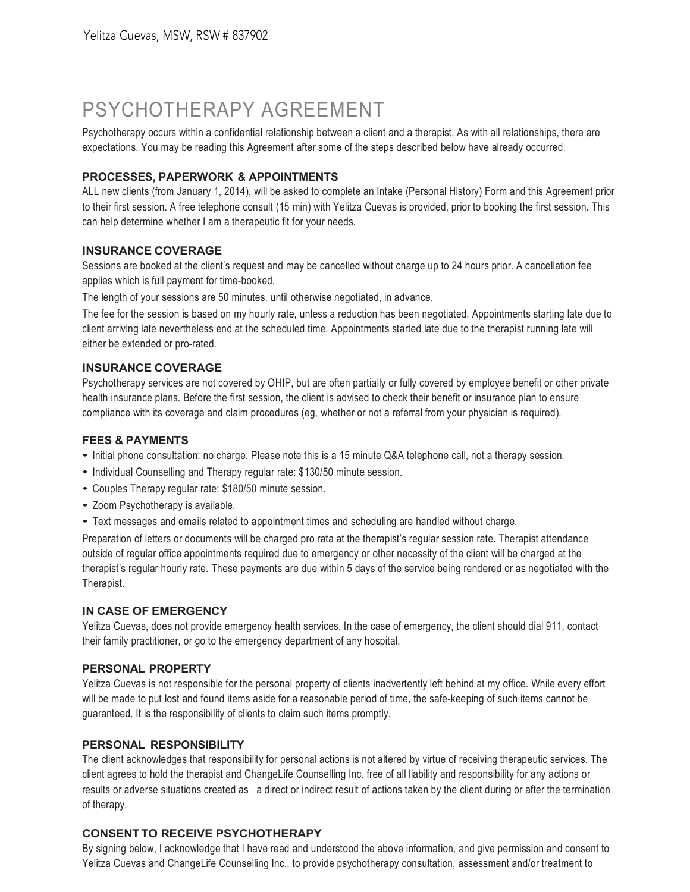# PSYCHOTHERAPY AGREEMENT

Psychotherapy occurs within a confidential relationship between a client and a therapist. As with all relationships, there are expectations. You may be reading this Agreement after some of the steps described below have already occurred.

### PROCESSES, PAPERWORK & APPOINTMENTS

ALL new clients (from January 1, 2014), will be asked to complete an Intake (Personal History) Form and this Agreement prior to their first session. A free telephone consult (15 min) with Yelitza Cuevas is provided, prior to booking the first session. This can help determine whether I am a therapeutic fit for your needs.

### INSURANCE COVERAGE

Sessions are booked at the client's request and may be cancelled without charge up to 24 hours prior. A cancellation fee applies which is full payment for time-booked.

The length of your sessions are 50 minutes, until otherwise negotiated, in advance.

The fee for the session is based on my hourly rate, unless a reduction has been negotiated. Appointments starting late due to client arriving late nevertheless end at the scheduled time. Appointments started late due to the therapist running late will either be extended or pro-rated.

### INSURANCE COVERAGE

Psychotherapy services are not covered by OHIP, but are often partially or fully covered by employee benefit or other private health insurance plans. Before the first session, the client is advised to check their benefit or insurance plan to ensure compliance with its coverage and claim procedures (eg, whether or not a referral from your physician is required).

### FEES & PAYMENTS

- Initial phone consultation: no charge. Please note this is a 15 minute Q&A telephone call, not a therapy session.
- Individual Counselling and Therapy regular rate: $130/50 minute session.
- Couples Therapy regular rate: $180/50 minute session.
- Zoom Psychotherapy is available.
- Text messages and emails related to appointment times and scheduling are handled without charge.

Preparation of letters or documents will be charged pro rata at the therapist's regular session rate. Therapist attendance outside of regular office appointments required due to emergency or other necessity of the client will be charged at the therapist's regular hourly rate. These payments are due within 5 days of the service being rendered or as negotiated with the Therapist.

### IN CASE OF EMERGENCY

Yelitza Cuevas, does not provide emergency health services. In the case of emergency, the client should dial 911, contact their family practitioner, or go to the emergency department of any hospital.

### PERSONAL PROPERTY

Yelitza Cuevas is not responsible for the personal property of clients inadvertently left behind at my office. While every effort will be made to put lost and found items aside for a reasonable period of time, the safe-keeping of such items cannot be guaranteed. It is the responsibility of clients to claim such items promptly.

### PERSONAL RESPONSIBILITY

The client acknowledges that responsibility for personal actions is not altered by virtue of receiving therapeutic services. The client agrees to hold the therapist and ChangeLife Counselling Inc. free of all liability and responsibility for any actions or results or adverse situations created as a direct or indirect result of actions taken by the client during or after the termination of therapy.

### CONSENT TO RECEIVE PSYCHOTHERAPY

By signing below, I acknowledge that I have read and understood the above information, and give permission and consent to Yelitza Cuevas and ChangeLife Counselling Inc., to provide psychotherapy consultation, assessment and/or treatment to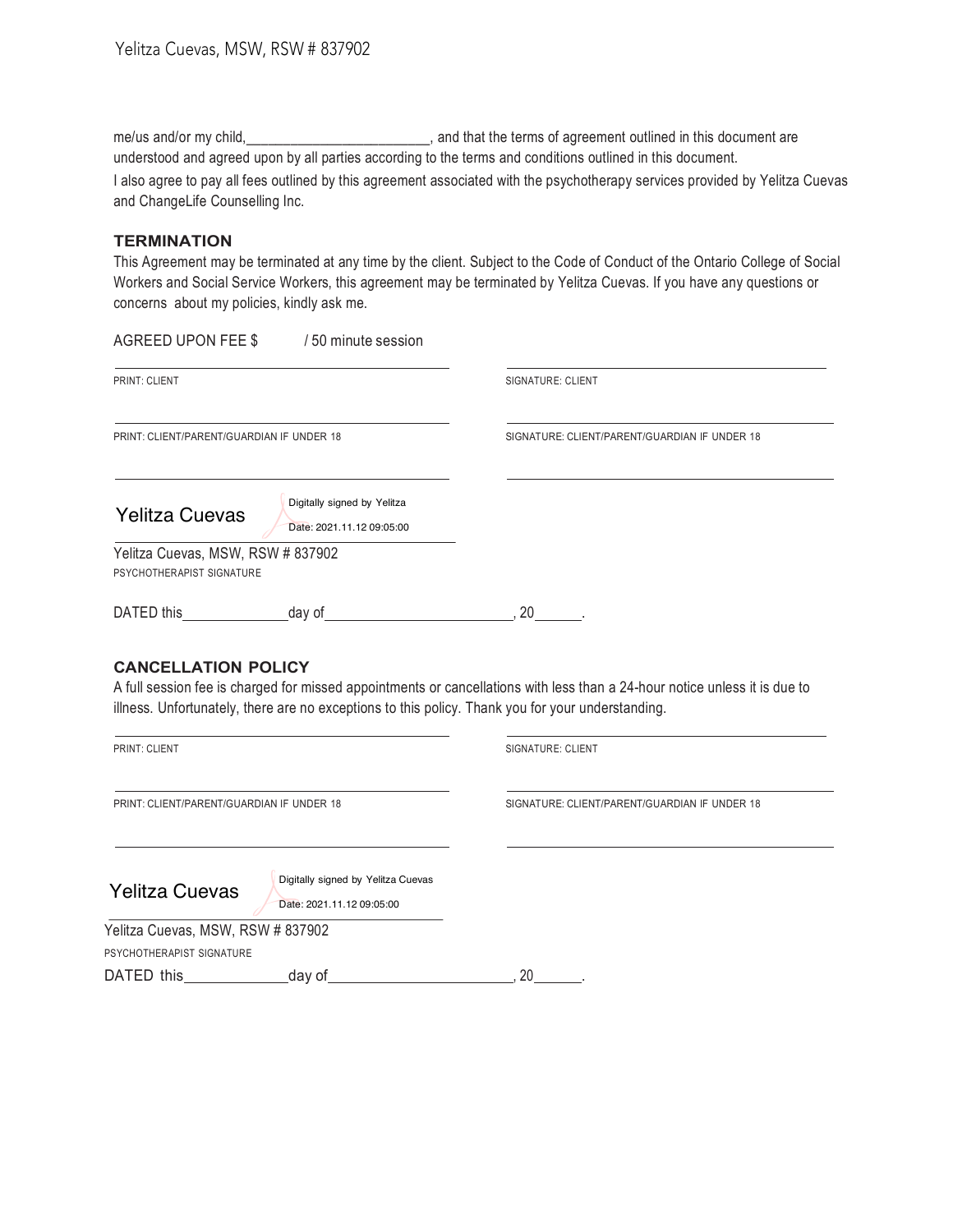me/us and/or my child,________________________, and that the terms of agreement outlined in this document are understood and agreed upon by all parties according to the terms and conditions outlined in this document.

I also agree to pay all fees outlined by this agreement associated with the psychotherapy services provided by Yelitza Cuevas and ChangeLife Counselling Inc.

### TERMINATION

This Agreement may be terminated at any time by the client. Subject to the Code of Conduct of the Ontario College of Social Workers and Social Service Workers, this agreement may be terminated by Yelitza Cuevas. If you have any questions or concerns about my policies, kindly ask me.

AGREED UPON FEE $ / 50 minute session

| | |
|---|---|
| PRINT: CLIENT | SIGNATURE: CLIENT |
| PRINT: CLIENT/PARENT/GUARDIAN IF UNDER 18 | SIGNATURE: CLIENT/PARENT/GUARDIAN IF UNDER 18 |

Yelitza Cuevas — Digitally signed by Yelitza
Date: 2021.11.12 09:05:00

Yelitza Cuevas, MSW, RSW # 837902
PSYCHOTHERAPIST SIGNATURE

DATED this______________day of_________________________, 20______.

### CANCELLATION POLICY

A full session fee is charged for missed appointments or cancellations with less than a 24-hour notice unless it is due to illness. Unfortunately, there are no exceptions to this policy. Thank you for your understanding.

| | |
|---|---|
| PRINT: CLIENT | SIGNATURE: CLIENT |
| PRINT: CLIENT/PARENT/GUARDIAN IF UNDER 18 | SIGNATURE: CLIENT/PARENT/GUARDIAN IF UNDER 18 |

Yelitza Cuevas — Digitally signed by Yelitza Cuevas
Date: 2021.11.12 09:05:00

Yelitza Cuevas, MSW, RSW # 837902
PSYCHOTHERAPIST SIGNATURE

DATED this______________day of_________________________, 20______.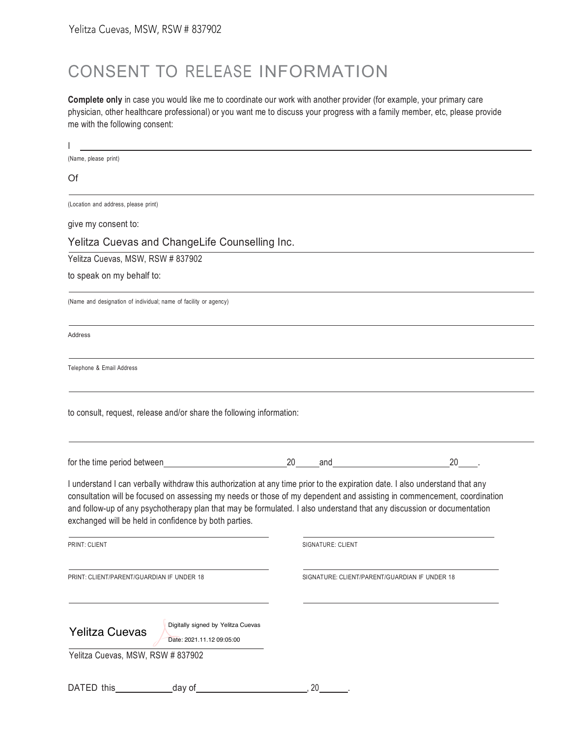# CONSENT TO RELEASE INFORMATION

**Complete only** in case you would like me to coordinate our work with another provider (for example, your primary care physician, other healthcare professional) or you want me to discuss your progress with a family member, etc, please provide me with the following consent:

I \_\_\_\_\_\_\_\_\_\_\_\_\_\_\_\_\_\_\_\_\_\_\_\_\_\_\_\_\_\_\_\_\_\_\_\_\_\_\_\_
(Name, please print)

Of \_\_\_\_\_\_\_\_\_\_\_\_\_\_\_\_\_\_\_\_\_\_\_\_\_\_\_\_\_\_\_\_\_\_\_\_\_\_\_\_
(Location and address, please print)

give my consent to:

Yelitza Cuevas and ChangeLife Counselling Inc.

Yelitza Cuevas, MSW, RSW # 837902

to speak on my behalf to:

\_\_\_\_\_\_\_\_\_\_\_\_\_\_\_\_\_\_\_\_\_\_\_\_\_\_\_\_\_\_\_\_\_\_\_\_\_\_\_\_
(Name and designation of individual; name of facility or agency)

\_\_\_\_\_\_\_\_\_\_\_\_\_\_\_\_\_\_\_\_\_\_\_\_\_\_\_\_\_\_\_\_\_\_\_\_\_\_\_\_
Address

\_\_\_\_\_\_\_\_\_\_\_\_\_\_\_\_\_\_\_\_\_\_\_\_\_\_\_\_\_\_\_\_\_\_\_\_\_\_\_\_
Telephone & Email Address

\_\_\_\_\_\_\_\_\_\_\_\_\_\_\_\_\_\_\_\_\_\_\_\_\_\_\_\_\_\_\_\_\_\_\_\_\_\_\_\_

to consult, request, release and/or share the following information:

\_\_\_\_\_\_\_\_\_\_\_\_\_\_\_\_\_\_\_\_\_\_\_\_\_\_\_\_\_\_\_\_\_\_\_\_\_\_\_\_

for the time period between \_\_\_\_\_\_\_\_\_\_\_\_\_\_\_\_ 20\_\_\_\_ and \_\_\_\_\_\_\_\_\_\_\_\_\_\_\_\_ 20\_\_\_\_.

I understand I can verbally withdraw this authorization at any time prior to the expiration date. I also understand that any consultation will be focused on assessing my needs or those of my dependent and assisting in commencement, coordination and follow-up of any psychotherapy plan that may be formulated. I also understand that any discussion or documentation exchanged will be held in confidence by both parties.

\_\_\_\_\_\_\_\_\_\_\_\_\_\_\_\_\_\_\_\_\_\_\_\_ \_\_\_\_\_\_\_\_\_\_\_\_\_\_\_\_\_\_\_\_\_\_\_\_
PRINT: CLIENT SIGNATURE: CLIENT

\_\_\_\_\_\_\_\_\_\_\_\_\_\_\_\_\_\_\_\_\_\_\_\_ \_\_\_\_\_\_\_\_\_\_\_\_\_\_\_\_\_\_\_\_\_\_\_\_
PRINT: CLIENT/PARENT/GUARDIAN IF UNDER 18 SIGNATURE: CLIENT/PARENT/GUARDIAN IF UNDER 18

\_\_\_\_\_\_\_\_\_\_\_\_\_\_\_\_\_\_\_\_\_\_\_\_ \_\_\_\_\_\_\_\_\_\_\_\_\_\_\_\_\_\_\_\_\_\_\_\_

Yelitza Cuevas — Digitally signed by Yelitza Cuevas
Date: 2021.11.12 09:05:00

Yelitza Cuevas, MSW, RSW # 837902

DATED this \_\_\_\_\_\_\_\_ day of \_\_\_\_\_\_\_\_\_\_\_\_\_\_\_\_, 20\_\_\_\_.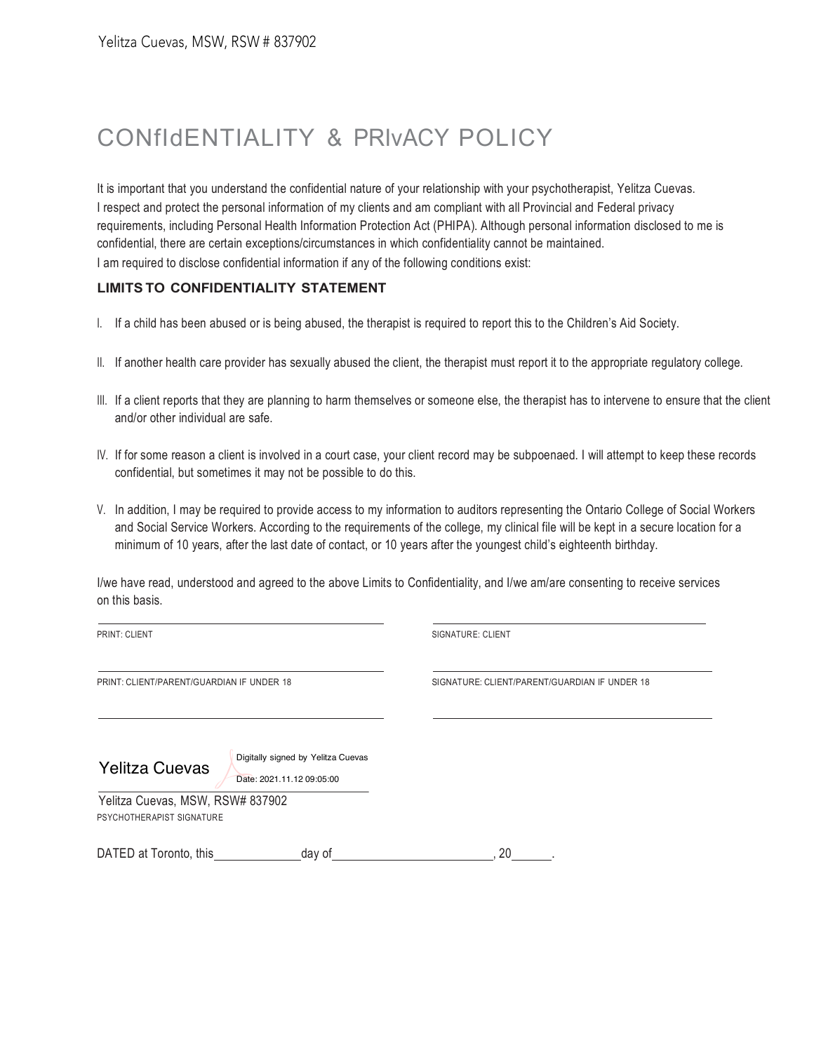# CONFIDENTIALITY & PRIVACY POLICY

It is important that you understand the confidential nature of your relationship with your psychotherapist, Yelitza Cuevas. I respect and protect the personal information of my clients and am compliant with all Provincial and Federal privacy requirements, including Personal Health Information Protection Act (PHIPA). Although personal information disclosed to me is confidential, there are certain exceptions/circumstances in which confidentiality cannot be maintained.
I am required to disclose confidential information if any of the following conditions exist:

### LIMITS TO CONFIDENTIALITY STATEMENT

I. If a child has been abused or is being abused, the therapist is required to report this to the Children's Aid Society.

II. If another health care provider has sexually abused the client, the therapist must report it to the appropriate regulatory college.

III. If a client reports that they are planning to harm themselves or someone else, the therapist has to intervene to ensure that the client and/or other individual are safe.

IV. If for some reason a client is involved in a court case, your client record may be subpoenaed. I will attempt to keep these records confidential, but sometimes it may not be possible to do this.

V. In addition, I may be required to provide access to my information to auditors representing the Ontario College of Social Workers and Social Service Workers. According to the requirements of the college, my clinical file will be kept in a secure location for a minimum of 10 years, after the last date of contact, or 10 years after the youngest child's eighteenth birthday.

I/we have read, understood and agreed to the above Limits to Confidentiality, and I/we am/are consenting to receive services on this basis.

| | |
|---|---|
| ______________________________ | ______________________________ |
| PRINT: CLIENT | SIGNATURE: CLIENT |
| ______________________________ | ______________________________ |
| PRINT: CLIENT/PARENT/GUARDIAN IF UNDER 18 | SIGNATURE: CLIENT/PARENT/GUARDIAN IF UNDER 18 |
| ______________________________ | ______________________________ |

Yelitza Cuevas — Digitally signed by Yelitza Cuevas, Date: 2021.11.12 09:05:00

Yelitza Cuevas, MSW, RSW# 837902
PSYCHOTHERAPIST SIGNATURE

DATED at Toronto, this __________ day of ____________________, 20______.